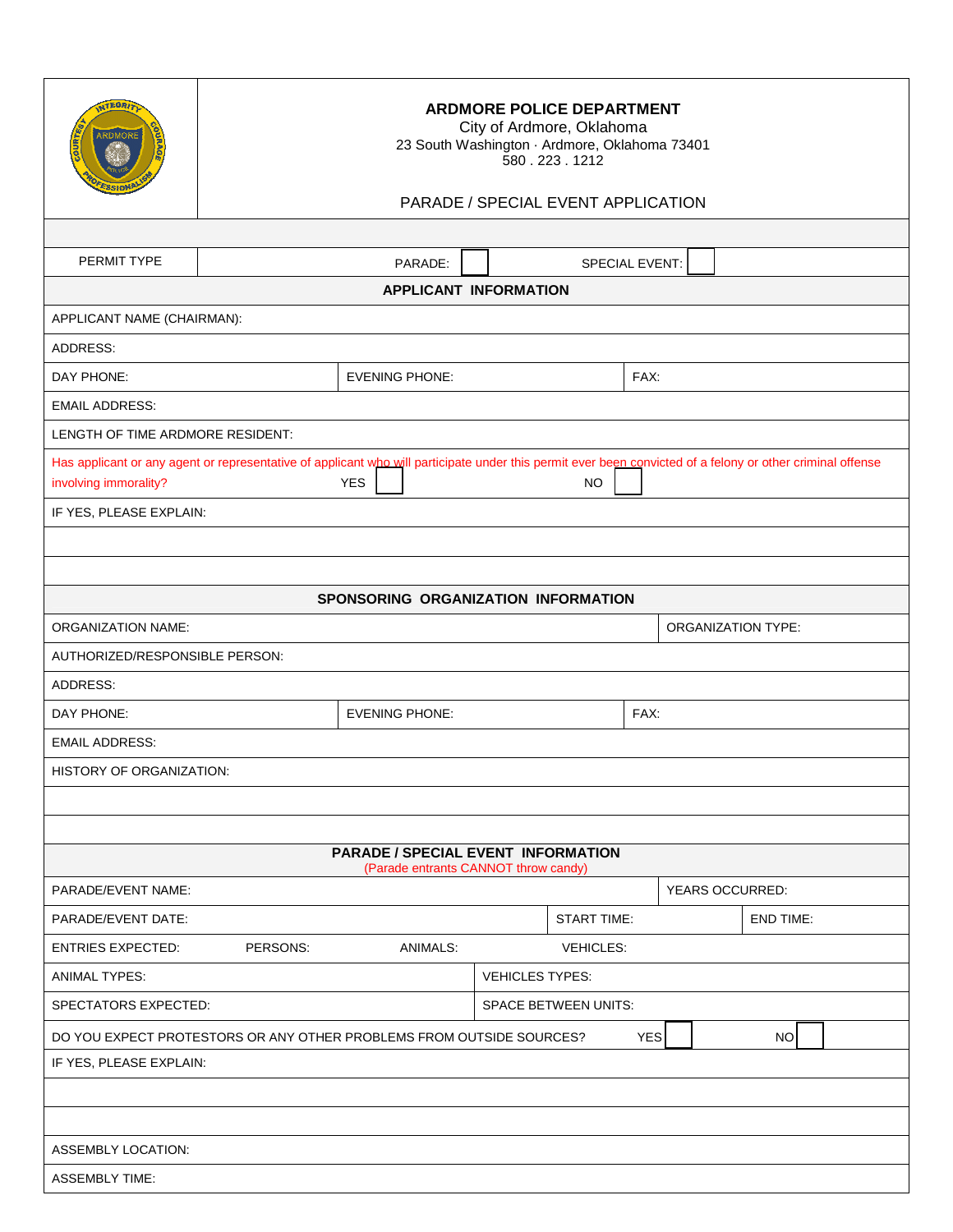# ARDMORE POLICE DEPARTMENT

City of Ardmore, Oklahoma
23 South Washington · Ardmore, Oklahoma 73401
580 . 223 . 1212

## PARADE / SPECIAL EVENT APPLICATION

| PERMIT TYPE | PARADE: ☐ | SPECIAL EVENT: ☐ |
|---|---|---|

### APPLICANT INFORMATION

| | | |
|---|---|---|
| APPLICANT NAME (CHAIRMAN): | | |
| ADDRESS: | | |
| DAY PHONE: | EVENING PHONE: | FAX: |
| EMAIL ADDRESS: | | |
| LENGTH OF TIME ARDMORE RESIDENT: | | |

Has applicant or any agent or representative of applicant who will participate under this permit ever been convicted of a felony or other criminal offense involving immorality? YES ☐ NO ☐

IF YES, PLEASE EXPLAIN:

### SPONSORING ORGANIZATION INFORMATION

| | | |
|---|---|---|
| ORGANIZATION NAME: | | ORGANIZATION TYPE: |
| AUTHORIZED/RESPONSIBLE PERSON: | | |
| ADDRESS: | | |
| DAY PHONE: | EVENING PHONE: | FAX: |
| EMAIL ADDRESS: | | |
| HISTORY OF ORGANIZATION: | | |

### PARADE / SPECIAL EVENT INFORMATION

(Parade entrants CANNOT throw candy)

| | | | |
|---|---|---|---|
| PARADE/EVENT NAME: | | YEARS OCCURRED: | |
| PARADE/EVENT DATE: | START TIME: | END TIME: | |
| ENTRIES EXPECTED: | PERSONS: | ANIMALS: | VEHICLES: |
| ANIMAL TYPES: | VEHICLES TYPES: | | |
| SPECTATORS EXPECTED: | SPACE BETWEEN UNITS: | | |

DO YOU EXPECT PROTESTORS OR ANY OTHER PROBLEMS FROM OUTSIDE SOURCES? YES ☐ NO ☐

IF YES, PLEASE EXPLAIN:

ASSEMBLY LOCATION:

ASSEMBLY TIME: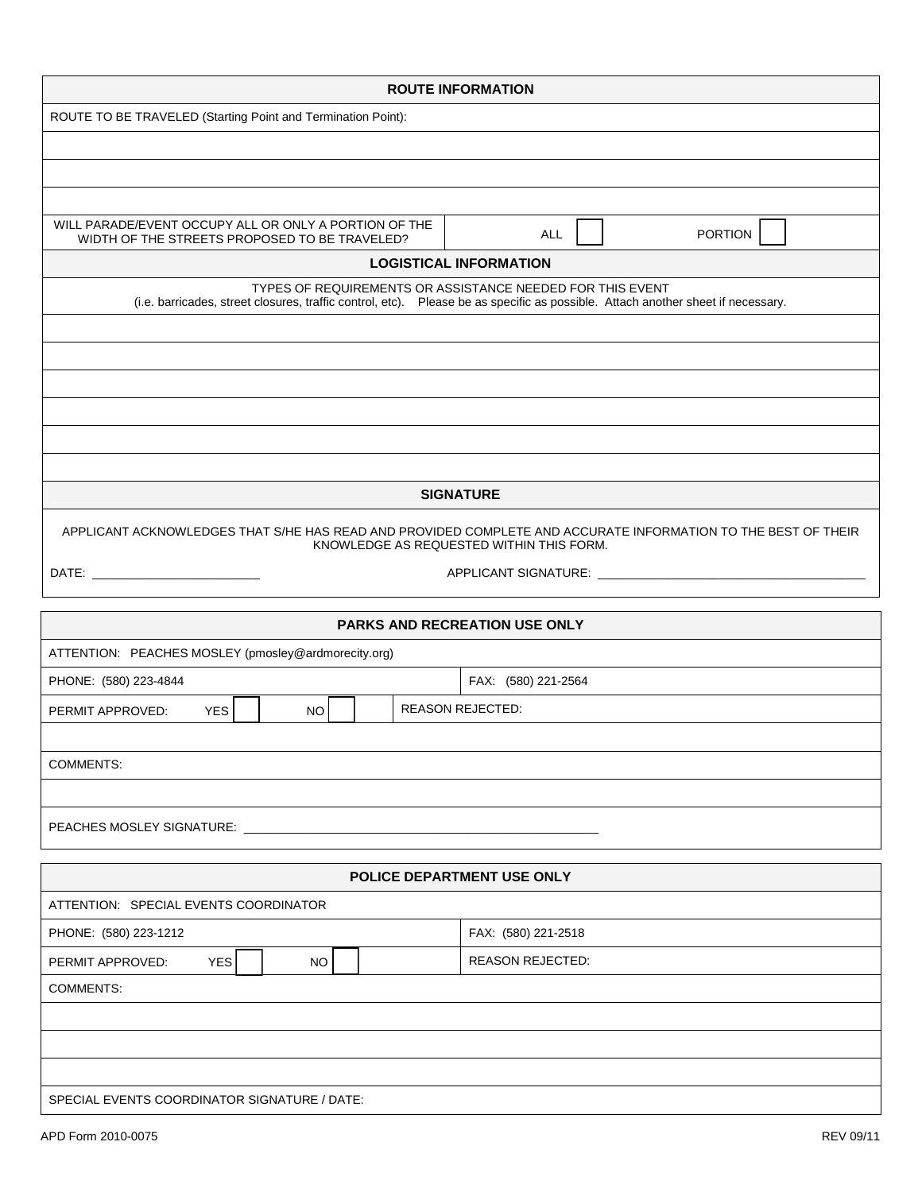## ROUTE INFORMATION

ROUTE TO BE TRAVELED (Starting Point and Termination Point):

| | |
|---|---|
| WILL PARADE/EVENT OCCUPY ALL OR ONLY A PORTION OF THE WIDTH OF THE STREETS PROPOSED TO BE TRAVELED? | ALL ☐ PORTION ☐ |

## LOGISTICAL INFORMATION

TYPES OF REQUIREMENTS OR ASSISTANCE NEEDED FOR THIS EVENT
(i.e. barricades, street closures, traffic control, etc). Please be as specific as possible. Attach another sheet if necessary.

## SIGNATURE

APPLICANT ACKNOWLEDGES THAT S/HE HAS READ AND PROVIDED COMPLETE AND ACCURATE INFORMATION TO THE BEST OF THEIR KNOWLEDGE AS REQUESTED WITHIN THIS FORM.

DATE: ______________________ APPLICANT SIGNATURE: ____________________________________

## PARKS AND RECREATION USE ONLY

ATTENTION: PEACHES MOSLEY (pmosley@ardmorecity.org)

| | |
|---|---|
| PHONE: (580) 223-4844 | FAX: (580) 221-2564 |
| PERMIT APPROVED: YES ☐ NO ☐ | REASON REJECTED: |

COMMENTS:

PEACHES MOSLEY SIGNATURE: ______________________________________________

## POLICE DEPARTMENT USE ONLY

ATTENTION: SPECIAL EVENTS COORDINATOR

| | |
|---|---|
| PHONE: (580) 223-1212 | FAX: (580) 221-2518 |
| PERMIT APPROVED: YES ☐ NO ☐ | REASON REJECTED: |

COMMENTS:

SPECIAL EVENTS COORDINATOR SIGNATURE / DATE:

APD Form 2010-0075 REV 09/11